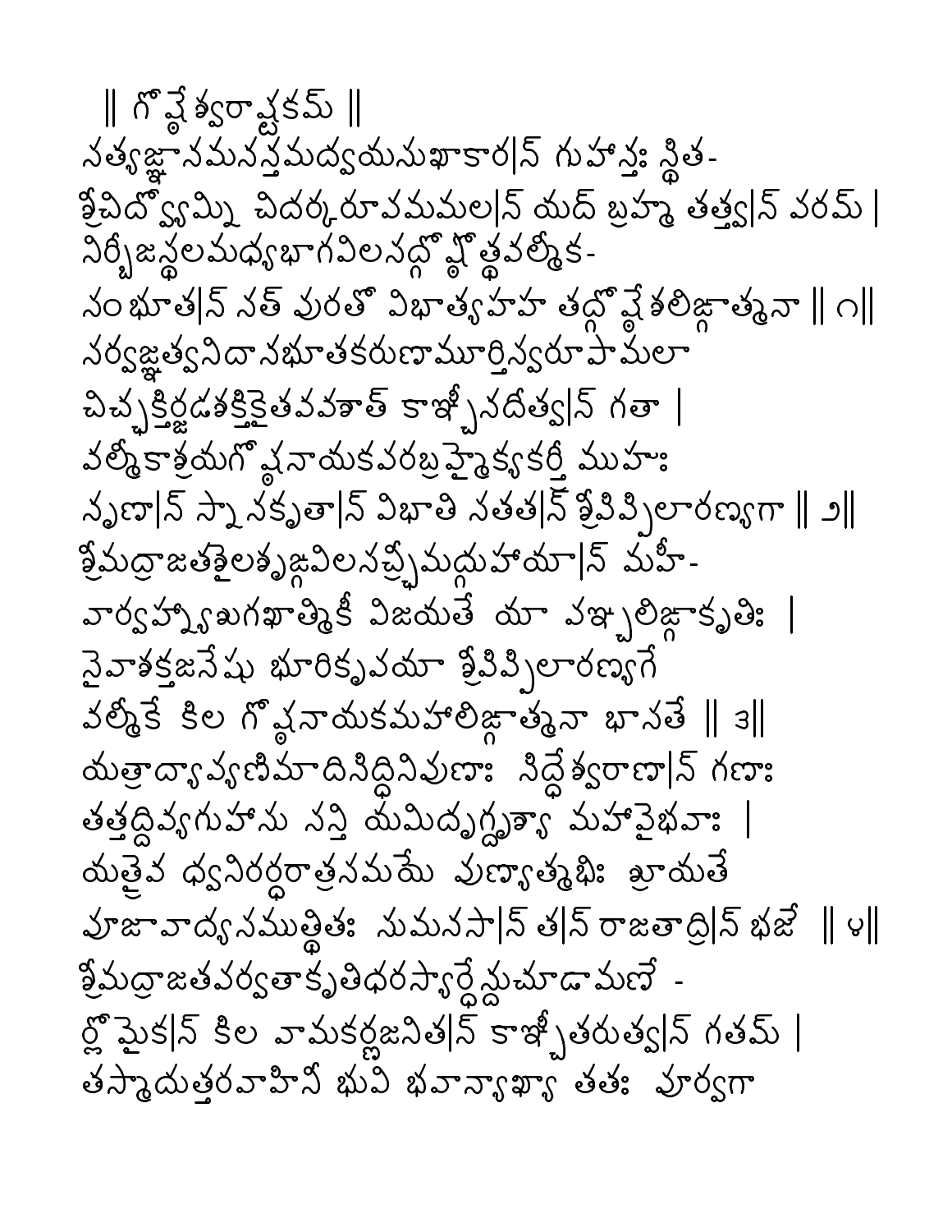|| గోష్ఠేశ్వరాష్టకమ్ ||

సత్యజ్ఞానమనన్తమద్వయసుఖాకార|న్ గుహాన్తః స్థిత-
శ్చిద్వ్యోమ్ని చిదర్కరూపమమల|న్ యద్ బ్రహ్మ తత్త్వ|న్ వరమ్ |
నిర్బీజస్థలమధ్యభాగవిలసద్గోష్ఠోత్థవల్మీక-
సంభూత|న్ సత్ పురతో విభాత్యహహ తద్గోష్ఠేశలిఙ్గాత్మనా || ౧||

సర్వజ్ఞత్వనిదానభూతకరుణామూర్తిస్వరూపామలా
చిచ్ఛక్తిర్జడశక్తికైతవవశాత్ కాఞ్చీనదీత్వ|న్ గతా |
వల్మీకాశ్రయగోష్ఠనాయకవరబ్రహ్మైక్యకర్త్రీ ముహుః
నృణా|న్ స్నానకృతా|న్ విభాతి సతత|న్ శ్రీపిప్పిలారణ్యగా || ౨||

శ్రీమద్రాజతశైలశృఙ్గవిలసచ్ఛ్రీమద్గుహాయా|న్ మహీ-
వార్వహ్న్యాఖగఖాత్మికీ విజయతే యా వఙ్చలిఙ్గాకృతిః |
సైవాశక్తజనేషు భూరికృపయా శ్రీపిప్పిలారణ్యగే
వల్మీకే కిల గోష్ఠనాయకమహాలిఙ్గాత్మనా భాసతే || ౩||

యత్రాద్యా వ్యణిమాదిసిద్ధినిపుణాః సిద్ధేశ్వరాణా|న్ గణాః
తత్తద్దివ్యగుహాసు సన్తి యమిదృగ్దృశ్యా మహావైభవాః |
యత్రైవ ధ్వనిరర్ధరాత్రసమయే పుణ్యాత్మభిః శ్రూయతే
పూజావాద్యసముత్థితః సుమనసా|న్ త|న్ రాజతాద్రి|న్ భజే || ౪||

శ్రీమద్రాజతపర్వతాకృతిధరస్యార్ధేన్దుచూడామణే -
ర్లోమైక|న్ కిల వామకర్ణజనిత|న్ కాఞ్చీతరుత్వ|న్ గతమ్ |
తస్మాదుత్తరవాహినీ భువి భవాన్యాఖ్యా తతః పూర్వగా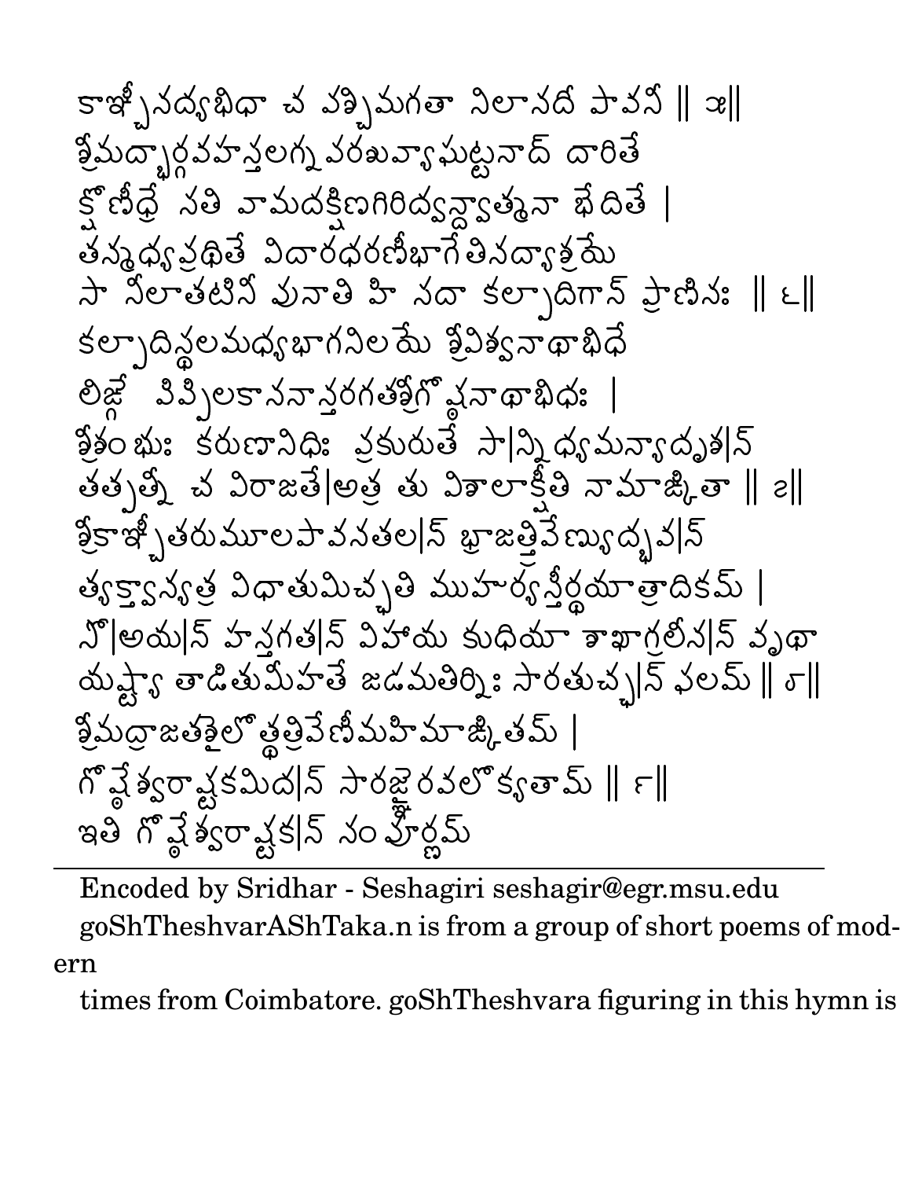కాఞ్చీనద్యభిధా చ పశ్చిమగతా నిలానదీ పావనీ ॥ ౫॥

శ్రీమద్భార్గవహస్తలగ్నపరశువ్యాఘట్టనాద్ దారితే

క్షోణీధ్రే సతి వామదక్షిణగిరిద్వన్ద్వాత్మనా భేదితే ।

తన్మధ్యప్రథితే విదారధరణీభాగేతినద్యాశ్రమే

సా నీలాతటినీ పునాతి హి సదా కల్పాదిగాన్ ప్రాణినః ॥ ౬॥

కల్పాదిస్థలమధ్యభాగనిలయే శ్రీవిశ్వనాథాభిధే

లిఙ్గే విప్రలకాననాన్తరగతశ్రీగోష్ఠనాథాభిధః ।

శ్రీశంభుః కరుణానిధిః ప్రకురుతే సాం॒నిధ్యమన్యాదృశం॒

తత్పత్నీ చ విరాజతే॒అత్ర తు విశాలాక్షీతి నామాఙ్కితా ॥ ౭॥

శ్రీకాఞ్చీతరుమూలపావనతలం॒ భ్రాజత్త్రివేణ్యుద్భవం॒

త్యక్త్వాన్యత్ర విధాతుమిచ్ఛతి ముహుర్యస్తీర్థయాత్రాదికమ్ ।

సో॒అయం॒ హస్తగతం॒ విహాయ కుధియా శాఖాగ్రలీనం॒ వృథా

యష్ట్యా తాడితుమీహతే జడమతిర్నిఃసారతుచ్ఛం॒ ఫలమ్ ॥ ౮॥

శ్రీమద్రాజతశైలోత్థత్రివేణీమహిమాఙ్కితమ్ ।

గోష్ఠేశ్వరాష్టకమిదం॒ సారజ్ఞైరవలోక్యతామ్ ॥ ౯॥

ఇతి గోష్ఠేశ్వరాష్టకం॒ సంపూర్ణమ్

---

Encoded by Sridhar - Seshagiri seshagir@egr.msu.edu

goShTheshvarAShTaka.n is from a group of short poems of modern

times from Coimbatore. goShTheshvara figuring in this hymn is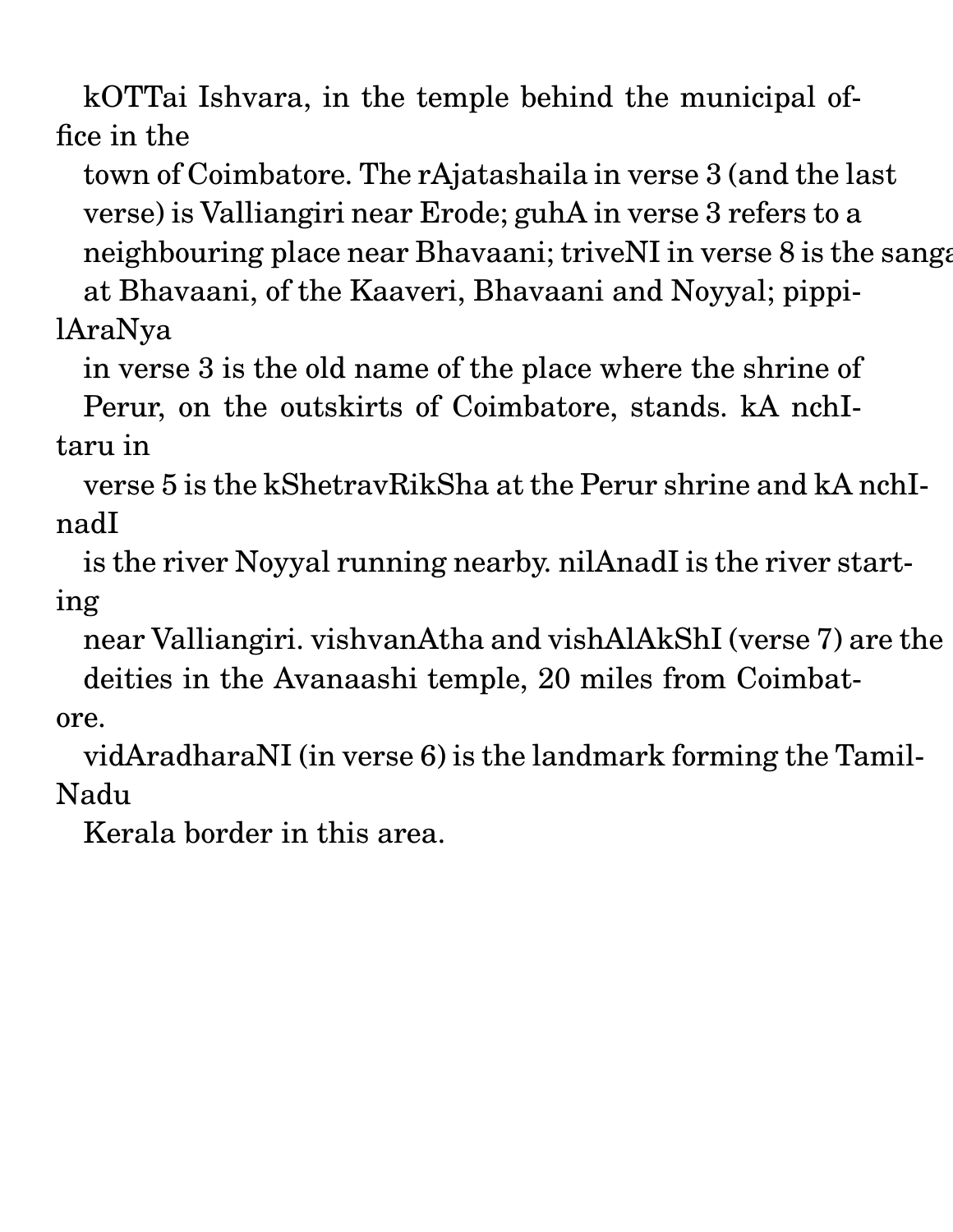kOTTai Ishvara, in the temple behind the municipal office in the town of Coimbatore. The rAjatashaila in verse 3 (and the last verse) is Valliangiri near Erode; guhA in verse 3 refers to a neighbouring place near Bhavaani; triveNI in verse 8 is the sanga at Bhavaani, of the Kaaveri, Bhavaani and Noyyal; pippilAraNya in verse 3 is the old name of the place where the shrine of Perur, on the outskirts of Coimbatore, stands. kA nchItaru in verse 5 is the kShetravRikSha at the Perur shrine and kA nchInadI is the river Noyyal running nearby. nilAnadI is the river starting near Valliangiri. vishvanAtha and vishAlAkShI (verse 7) are the deities in the Avanaashi temple, 20 miles from Coimbatore. vidAradharaNI (in verse 6) is the landmark forming the TamilNadu Kerala border in this area.